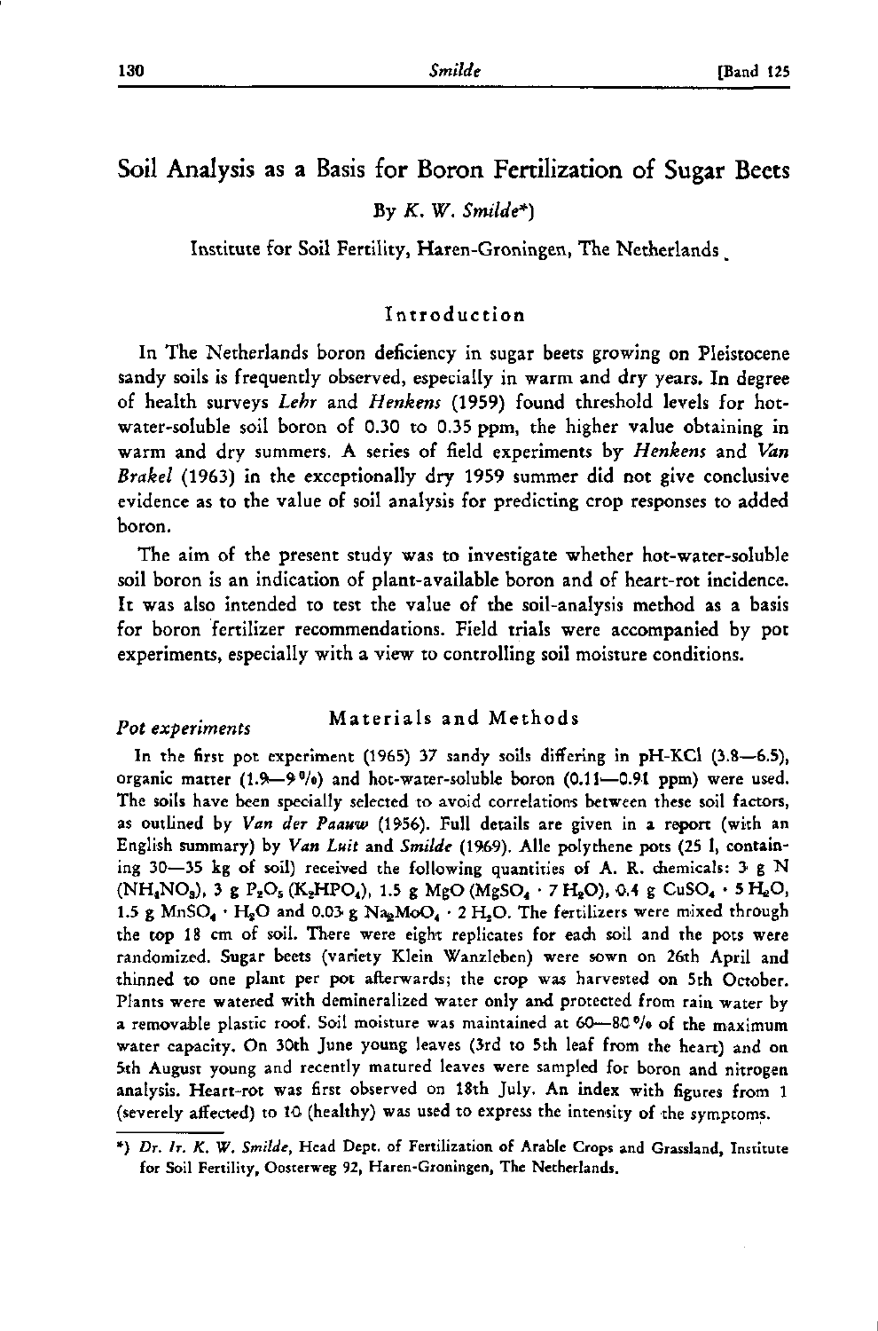# Soil Analysis as a Basis for Boron Fertilization of Sugar Beets

By *K. W. Smilde*\*)

Institute for Soil Fertility, Haren-Groningen, The Netherlands

## Introduction

In The Netherlands boron deficiency in sugar beets growing on Pleistocene sandy soils is frequently observed, especially in warm and dry years. In degree of health surveys *Lehr* and *Henkens* (1959) found threshold levels for hot-water-soluble soil boron of 0.30 to 0.35 ppm, the higher value obtaining in warm and dry summers. A series of field experiments by *Henkens* and *Van Brakel* (1963) in the exceptionally dry 1959 summer did not give conclusive evidence as to the value of soil analysis for predicting crop responses to added boron.

The aim of the present study was to investigate whether hot-water-soluble soil boron is an indication of plant-available boron and of heart-rot incidence. It was also intended to test the value of the soil-analysis method as a basis for boron fertilizer recommendations. Field trials were accompanied by pot experiments, especially with a view to controlling soil moisture conditions.

## Materials and Methods

### *Pot experiments*

In the first pot experiment (1965) 37 sandy soils differing in pH-KCl (3.8—6.5), organic matter (1.9—9 %) and hot-water-soluble boron (0.11—0.91 ppm) were used. The soils have been specially selected to avoid correlations between these soil factors, as outlined by *Van der Paauw* (1956). Full details are given in a report (with an English summary) by *Van Luit* and *Smilde* (1969). Alle polythene pots (25 l, containing 30—35 kg of soil) received the following quantities of A. R. chemicals: 3 g N ($NH_4NO_3$), 3 g $P_2O_5$ ($K_2HPO_4$), 1.5 g MgO ($MgSO_4 \cdot 7\,H_2O$), 0.4 g $CuSO_4 \cdot 5\,H_2O$, 1.5 g $MnSO_4 \cdot H_2O$ and 0.03 g $Na_2MoO_4 \cdot 2\,H_2O$. The fertilizers were mixed through the top 18 cm of soil. There were eight replicates for each soil and the pots were randomized. Sugar beets (variety Klein Wanzleben) were sown on 26th April and thinned to one plant per pot afterwards; the crop was harvested on 5th October. Plants were watered with demineralized water only and protected from rain water by a removable plastic roof. Soil moisture was maintained at 60—80 % of the maximum water capacity. On 30th June young leaves (3rd to 5th leaf from the heart) and on 5th August young and recently matured leaves were sampled for boron and nitrogen analysis. Heart-rot was first observed on 18th July. An index with figures from 1 (severely affected) to 10 (healthy) was used to express the intensity of the symptoms.

---

\*) *Dr. Ir. K. W. Smilde*, Head Dept. of Fertilization of Arable Crops and Grassland, Institute for Soil Fertility, Oosterweg 92, Haren-Groningen, The Netherlands.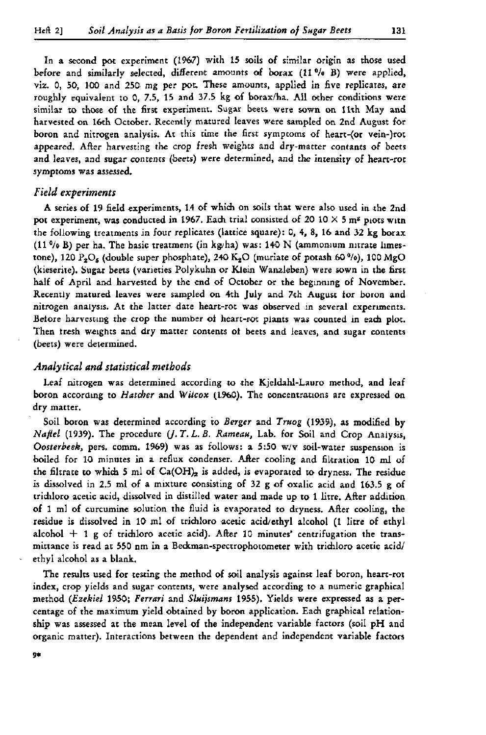In a second pot experiment (1967) with 15 soils of similar origin as those used before and similarly selected, different amounts of borax (11 % B) were applied, viz. 0, 50, 100 and 250 mg per pot. These amounts, applied in five replicates, are roughly equivalent to 0, 7.5, 15 and 37.5 kg of borax/ha. All other conditions were similar to those of the first experiment. Sugar beets were sown on 11th May and harvested on 16th October. Recently matured leaves were sampled on 2nd August for boron and nitrogen analysis. At this time the first symptoms of heart-(or vein-)rot appeared. After harvesting the crop fresh weights and dry-matter contants of beets and leaves, and sugar contents (beets) were determined, and the intensity of heart-rot symptoms was assessed.

### *Field experiments*

A series of 19 field experiments, 14 of which on soils that were also used in the 2nd pot experiment, was conducted in 1967. Each trial consisted of 20 10 × 5 $m^2$ plots with the following treatments in four replicates (lattice square): 0, 4, 8, 16 and 32 kg borax (11 % B) per ha. The basic treatment (in kg/ha) was: 140 N (ammonium nitrate limestone), 120 $P_2O_5$ (double super phosphate), 240 $K_2O$ (muriate of potash 60 %), 100 MgO (kieserite). Sugar beets (varieties Polykuhn or Klein Wanzleben) were sown in the first half of April and harvested by the end of October or the beginning of November. Recently matured leaves were sampled on 4th July and 7th August for boron and nitrogen analysis. At the latter date heart-rot was observed in several experiments. Before harvesting the crop the number of heart-rot plants was counted in each plot. Then fresh weights and dry matter contents of beets and leaves, and sugar contents (beets) were determined.

### *Analytical and statistical methods*

Leaf nitrogen was determined according to the Kjeldahl-Lauro method, and leaf boron according to *Hatcher* and *Wilcox* (1960). The concentrations are expressed on dry matter.

Soil boron was determined according to *Berger* and *Truog* (1939), as modified by *Naftel* (1939). The procedure (*J. T. L. B. Rameau*, Lab. for Soil and Crop Analysis, *Oosterbeek*, pers. comm. 1969) was as follows: a 5:50 w/v soil-water suspension is boiled for 10 minutes in a reflux condenser. After cooling and filtration 10 ml of the filtrate to which 5 ml of $Ca(OH)_2$ is added, is evaporated to dryness. The residue is dissolved in 2.5 ml of a mixture consisting of 32 g of oxalic acid and 163.5 g of trichloro acetic acid, dissolved in distilled water and made up to 1 litre. After addition of 1 ml of curcumine solution the fluid is evaporated to dryness. After cooling, the residue is dissolved in 10 ml of trichloro acetic acid/ethyl alcohol (1 litre of ethyl alcohol + 1 g of trichloro acetic acid). After 10 minutes' centrifugation the transmittance is read at 550 nm in a Beckman-spectrophotometer with trichloro acetic acid/ethyl alcohol as a blank.

The results used for testing the method of soil analysis against leaf boron, heart-rot index, crop yields and sugar contents, were analysed according to a numeric graphical method (*Ezekiel* 1950; *Ferrari* and *Sluijsmans* 1955). Yields were expressed as a percentage of the maximum yield obtained by boron application. Each graphical relationship was assessed at the mean level of the independent variable factors (soil pH and organic matter). Interactions between the dependent and independent variable factors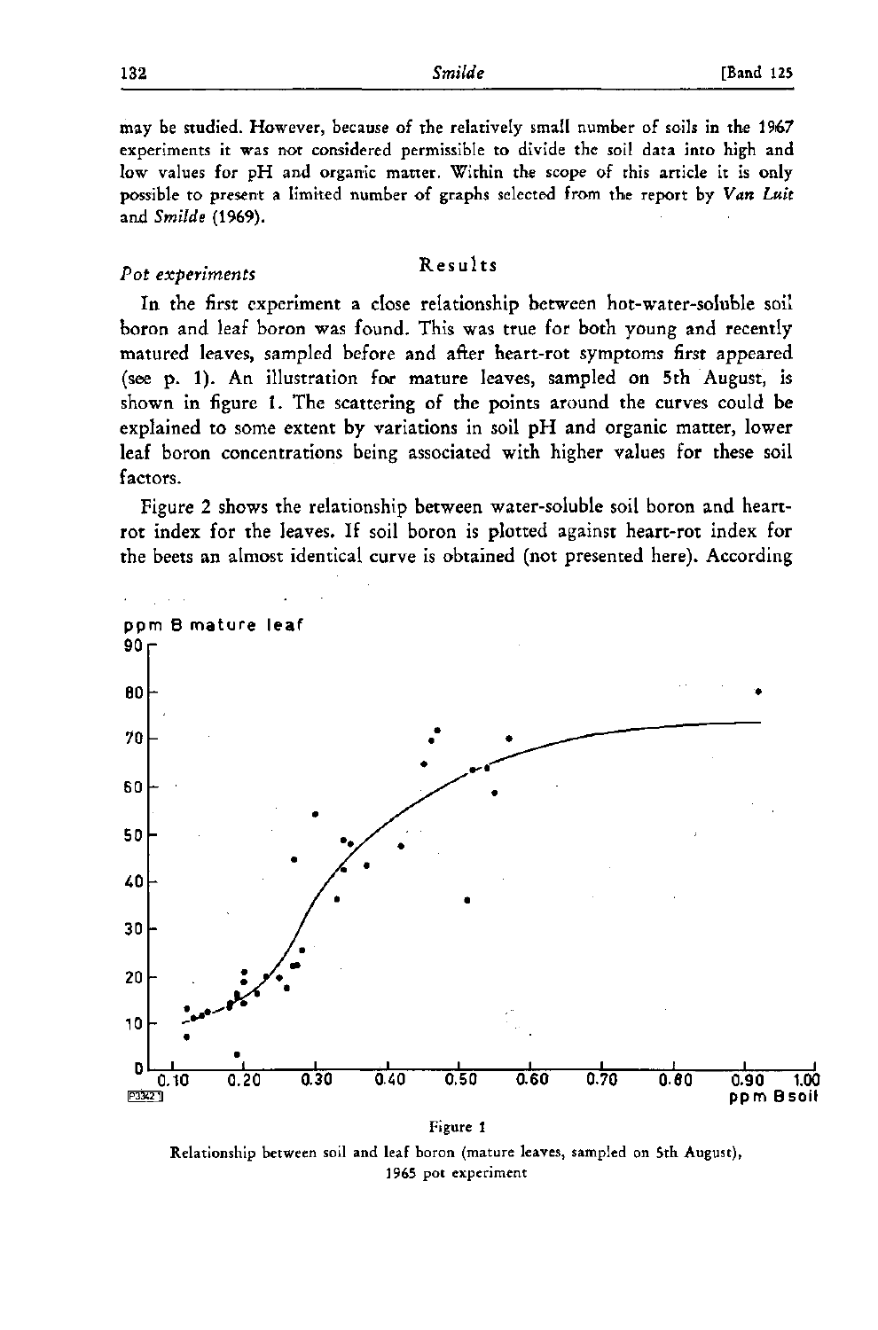may be studied. However, because of the relatively small number of soils in the 1967 experiments it was not considered permissible to divide the soil data into high and low values for pH and organic matter. Within the scope of this article it is only possible to present a limited number of graphs selected from the report by *Van Luit* and *Smilde* (1969).

## Results

*Pot experiments*

In the first experiment a close relationship between hot-water-soluble soil boron and leaf boron was found. This was true for both young and recently matured leaves, sampled before and after heart-rot symptoms first appeared (see p. 1). An illustration for mature leaves, sampled on 5th August, is shown in figure 1. The scattering of the points around the curves could be explained to some extent by variations in soil pH and organic matter, lower leaf boron concentrations being associated with higher values for these soil factors.

Figure 2 shows the relationship between water-soluble soil boron and heart-rot index for the leaves. If soil boron is plotted against heart-rot index for the beets an almost identical curve is obtained (not presented here). According

Figure 1

Relationship between soil and leaf boron (mature leaves, sampled on 5th August), 1965 pot experiment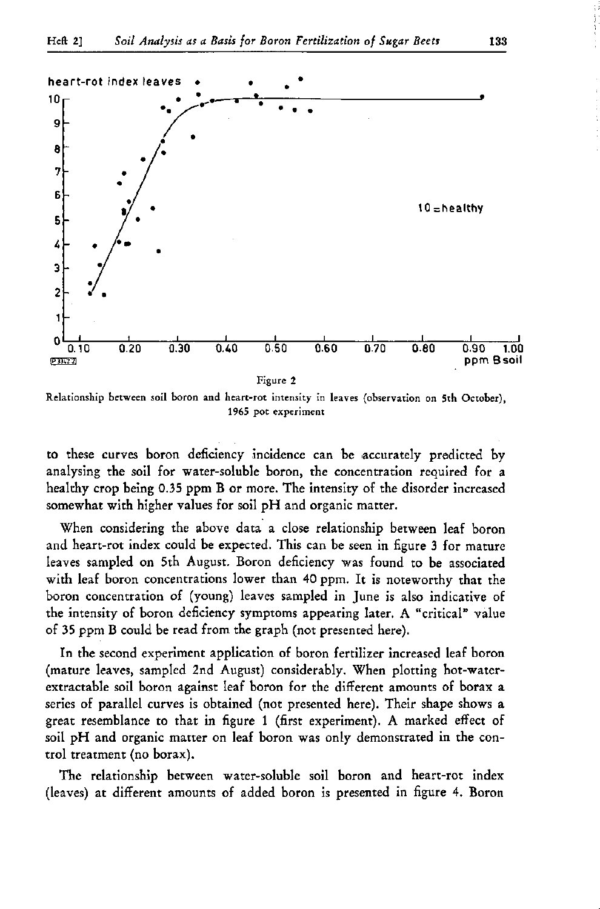Figure 2

Relationship between soil boron and heart-rot intensity in leaves (observation on 5th October), 1965 pot experiment

to these curves boron deficiency incidence can be accurately predicted by analysing the soil for water-soluble boron, the concentration required for a healthy crop being 0.35 ppm B or more. The intensity of the disorder increased somewhat with higher values for soil pH and organic matter.

When considering the above data a close relationship between leaf boron and heart-rot index could be expected. This can be seen in figure 3 for mature leaves sampled on 5th August. Boron deficiency was found to be associated with leaf boron concentrations lower than 40 ppm. It is noteworthy that the boron concentration of (young) leaves sampled in June is also indicative of the intensity of boron deficiency symptoms appearing later. A "critical" value of 35 ppm B could be read from the graph (not presented here).

In the second experiment application of boron fertilizer increased leaf boron (mature leaves, sampled 2nd August) considerably. When plotting hot-water-extractable soil boron against leaf boron for the different amounts of borax a series of parallel curves is obtained (not presented here). Their shape shows a great resemblance to that in figure 1 (first experiment). A marked effect of soil pH and organic matter on leaf boron was only demonstrated in the control treatment (no borax).

The relationship between water-soluble soil boron and heart-rot index (leaves) at different amounts of added boron is presented in figure 4. Boron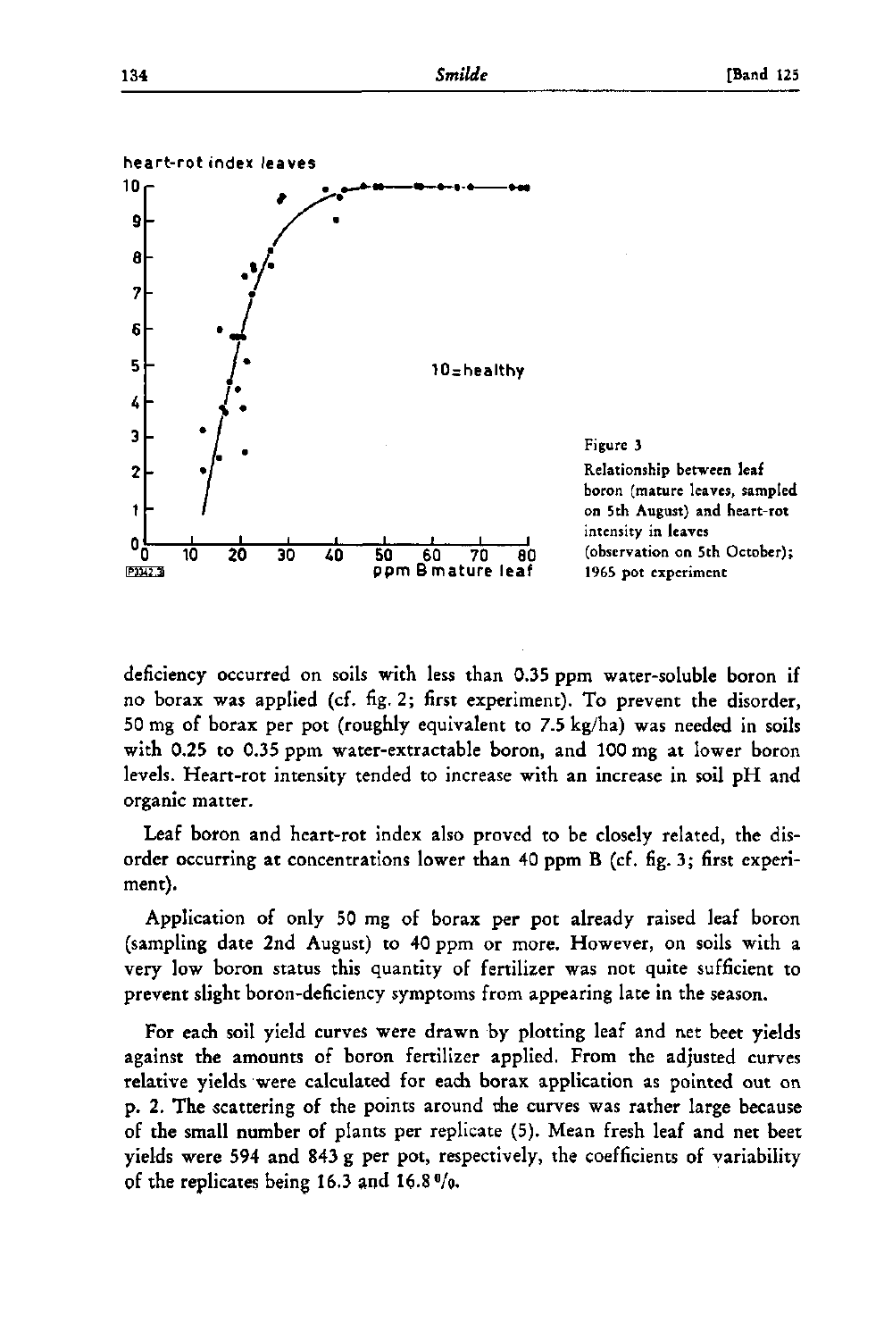Figure 3
Relationship between leaf boron (mature leaves, sampled on 5th August) and heart-rot intensity in leaves (observation on 5th October); 1965 pot experiment

deficiency occurred on soils with less than 0.35 ppm water-soluble boron if no borax was applied (cf. fig. 2; first experiment). To prevent the disorder, 50 mg of borax per pot (roughly equivalent to 7.5 kg/ha) was needed in soils with 0.25 to 0.35 ppm water-extractable boron, and 100 mg at lower boron levels. Heart-rot intensity tended to increase with an increase in soil pH and organic matter.

Leaf boron and heart-rot index also proved to be closely related, the disorder occurring at concentrations lower than 40 ppm B (cf. fig. 3; first experiment).

Application of only 50 mg of borax per pot already raised leaf boron (sampling date 2nd August) to 40 ppm or more. However, on soils with a very low boron status this quantity of fertilizer was not quite sufficient to prevent slight boron-deficiency symptoms from appearing late in the season.

For each soil yield curves were drawn by plotting leaf and net beet yields against the amounts of boron fertilizer applied. From the adjusted curves relative yields were calculated for each borax application as pointed out on p. 2. The scattering of the points around the curves was rather large because of the small number of plants per replicate (5). Mean fresh leaf and net beet yields were 594 and 843 g per pot, respectively, the coefficients of variability of the replicates being 16.3 and 16.8 %.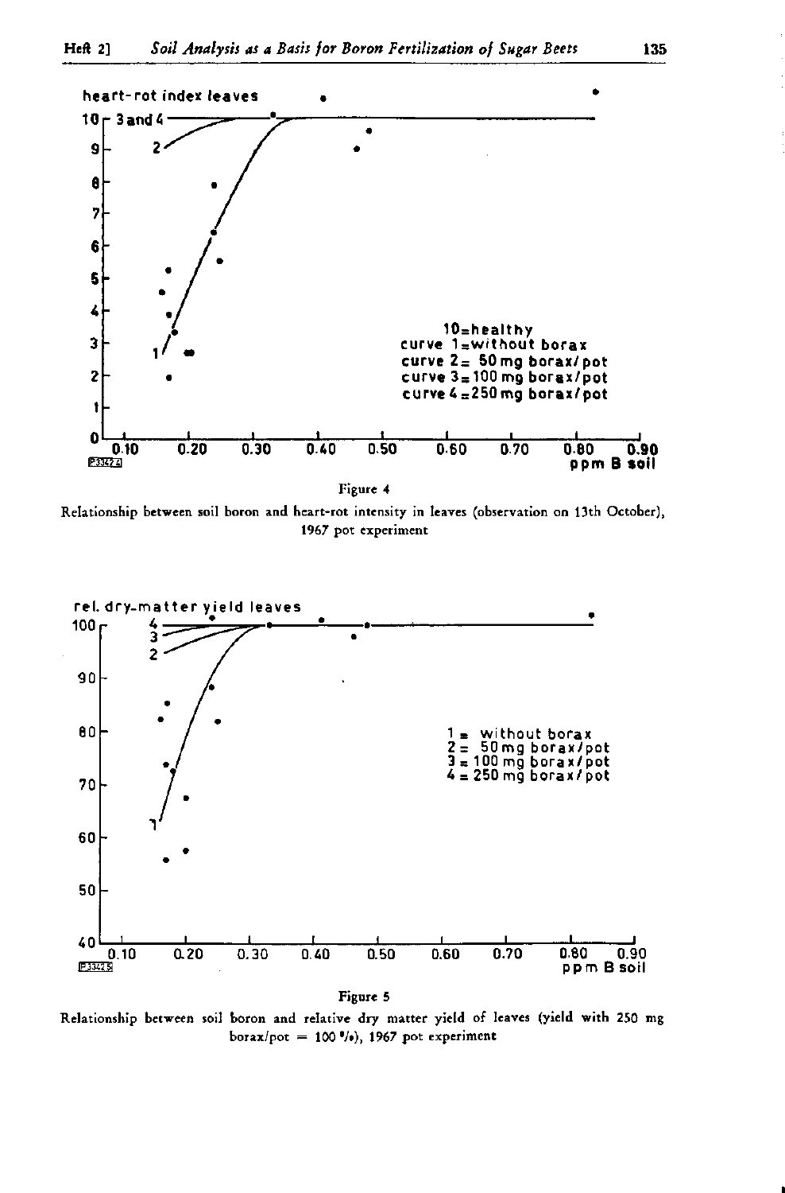heart-rot index leaves

10=healthy
curve 1=without borax
curve 2= 50 mg borax/pot
curve 3=100 mg borax/pot
curve 4=250 mg borax/pot

ppm B soil

Figure 4

Relationship between soil boron and heart-rot intensity in leaves (observation on 13th October), 1967 pot experiment

rel. dry-matter yield leaves

1 = without borax
2 = 50 mg borax/pot
3 = 100 mg borax/pot
4 = 250 mg borax/pot

ppm B soil

Figure 5

Relationship between soil boron and relative dry matter yield of leaves (yield with 250 mg borax/pot = 100 %), 1967 pot experiment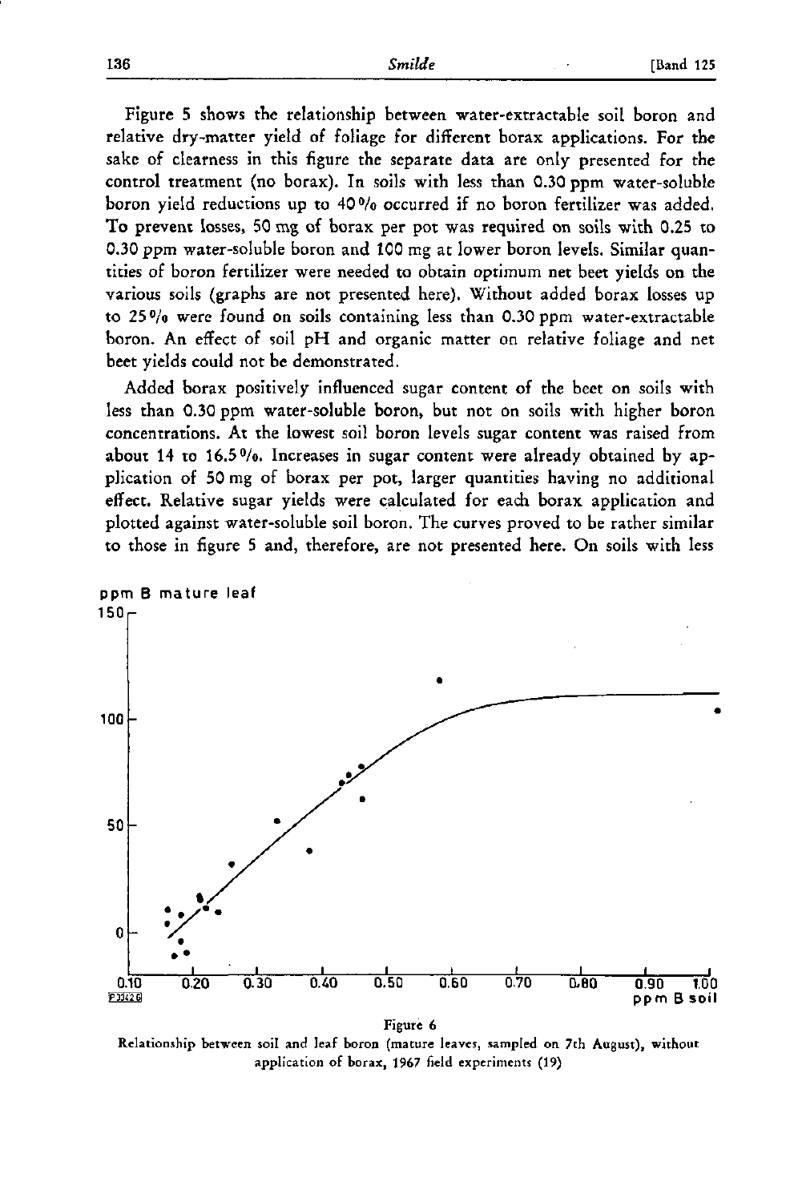Figure 5 shows the relationship between water-extractable soil boron and relative dry-matter yield of foliage for different borax applications. For the sake of clearness in this figure the separate data are only presented for the control treatment (no borax). In soils with less than 0.30 ppm water-soluble boron yield reductions up to 40 % occurred if no boron fertilizer was added. To prevent losses, 50 mg of borax per pot was required on soils with 0.25 to 0.30 ppm water-soluble boron and 100 mg at lower boron levels. Similar quantities of boron fertilizer were needed to obtain optimum net beet yields on the various soils (graphs are not presented here). Without added borax losses up to 25 % were found on soils containing less than 0.30 ppm water-extractable boron. An effect of soil pH and organic matter on relative foliage and net beet yields could not be demonstrated.

Added borax positively influenced sugar content of the beet on soils with less than 0.30 ppm water-soluble boron, but not on soils with higher boron concentrations. At the lowest soil boron levels sugar content was raised from about 14 to 16.5 %. Increases in sugar content were already obtained by application of 50 mg of borax per pot, larger quantities having no additional effect. Relative sugar yields were calculated for each borax application and plotted against water-soluble soil boron. The curves proved to be rather similar to those in figure 5 and, therefore, are not presented here. On soils with less

Figure 6

Relationship between soil and leaf boron (mature leaves, sampled on 7th August), without application of borax, 1967 field experiments (19)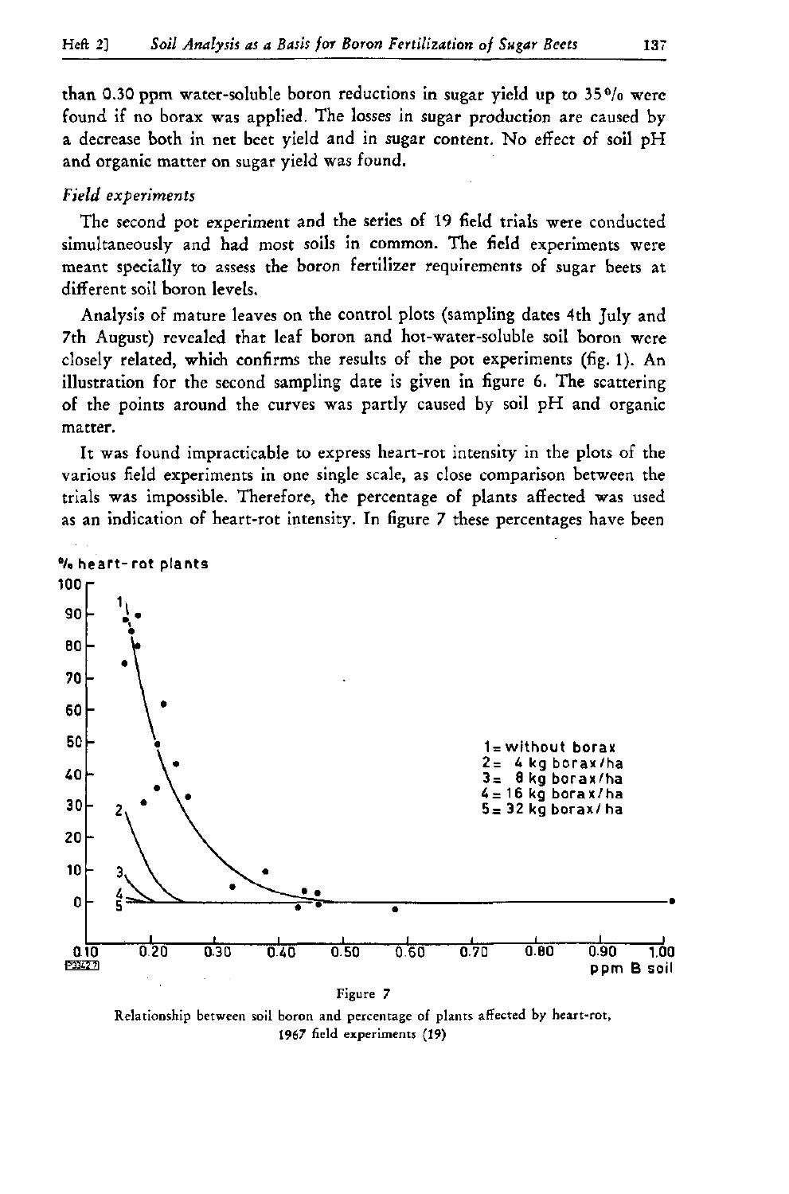than 0.30 ppm water-soluble boron reductions in sugar yield up to 35% were found if no borax was applied. The losses in sugar production are caused by a decrease both in net beet yield and in sugar content. No effect of soil pH and organic matter on sugar yield was found.

*Field experiments*

The second pot experiment and the series of 19 field trials were conducted simultaneously and had most soils in common. The field experiments were meant specially to assess the boron fertilizer requirements of sugar beets at different soil boron levels.

Analysis of mature leaves on the control plots (sampling dates 4th July and 7th August) revealed that leaf boron and hot-water-soluble soil boron were closely related, which confirms the results of the pot experiments (fig. 1). An illustration for the second sampling date is given in figure 6. The scattering of the points around the curves was partly caused by soil pH and organic matter.

It was found impracticable to express heart-rot intensity in the plots of the various field experiments in one single scale, as close comparison between the trials was impossible. Therefore, the percentage of plants affected was used as an indication of heart-rot intensity. In figure 7 these percentages have been

Figure 7

Relationship between soil boron and percentage of plants affected by heart-rot, 1967 field experiments (19)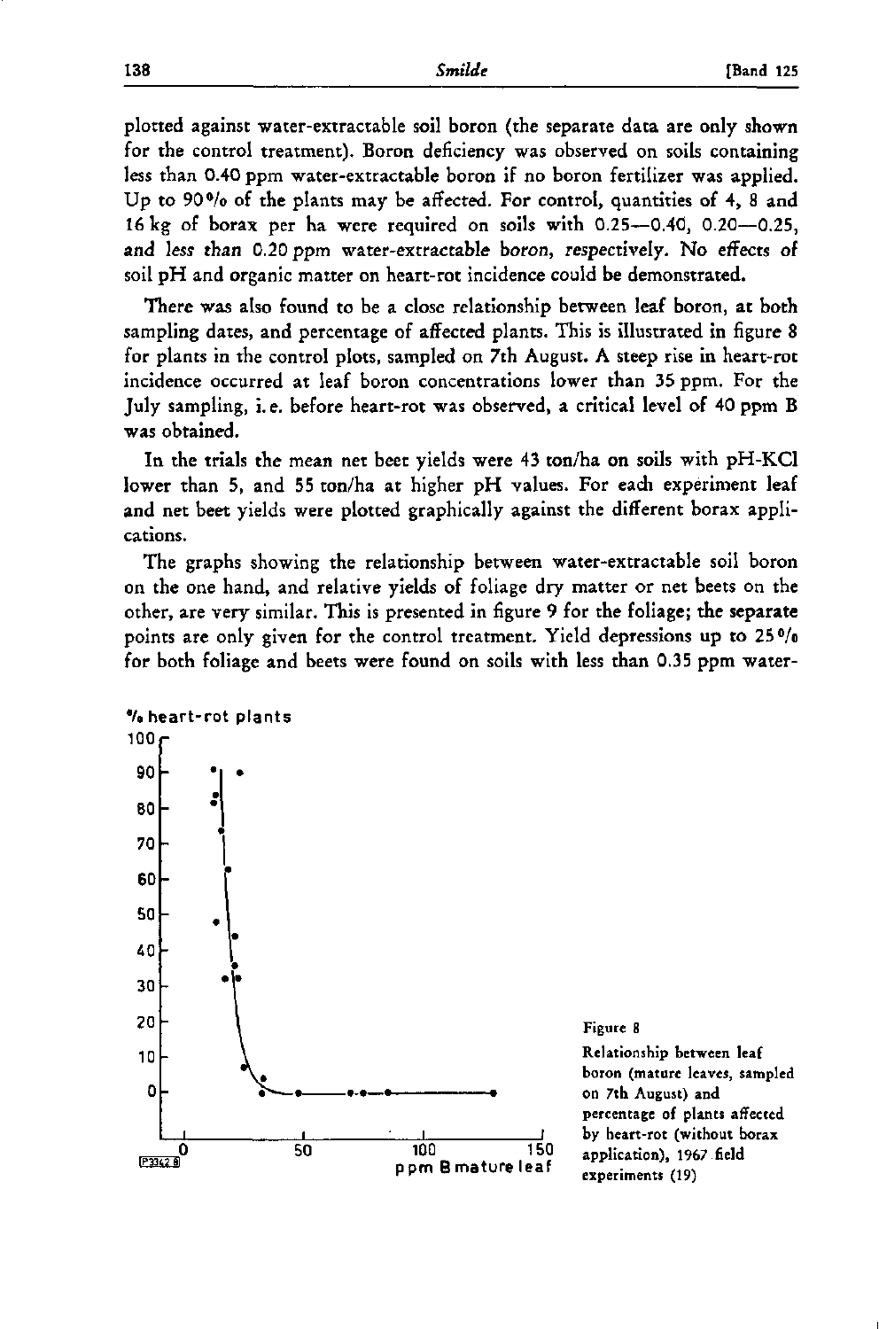plotted against water-extractable soil boron (the separate data are only shown for the control treatment). Boron deficiency was observed on soils containing less than 0.40 ppm water-extractable boron if no boron fertilizer was applied. Up to 90% of the plants may be affected. For control, quantities of 4, 8 and 16 kg of borax per ha were required on soils with 0.25—0.40, 0.20—0.25, and less than 0.20 ppm water-extractable boron, respectively. No effects of soil pH and organic matter on heart-rot incidence could be demonstrated.

There was also found to be a close relationship between leaf boron, at both sampling dates, and percentage of affected plants. This is illustrated in figure 8 for plants in the control plots, sampled on 7th August. A steep rise in heart-rot incidence occurred at leaf boron concentrations lower than 35 ppm. For the July sampling, i. e. before heart-rot was observed, a critical level of 40 ppm B was obtained.

In the trials the mean net beet yields were 43 ton/ha on soils with pH-KCl lower than 5, and 55 ton/ha at higher pH values. For each experiment leaf and net beet yields were plotted graphically against the different borax applications.

The graphs showing the relationship between water-extractable soil boron on the one hand, and relative yields of foliage dry matter or net beets on the other, are very similar. This is presented in figure 9 for the foliage; the separate points are only given for the control treatment. Yield depressions up to 25% for both foliage and beets were found on soils with less than 0.35 ppm water-

Figure 8

Relationship between leaf boron (mature leaves, sampled on 7th August) and percentage of plants affected by heart-rot (without borax application), 1967 field experiments (19)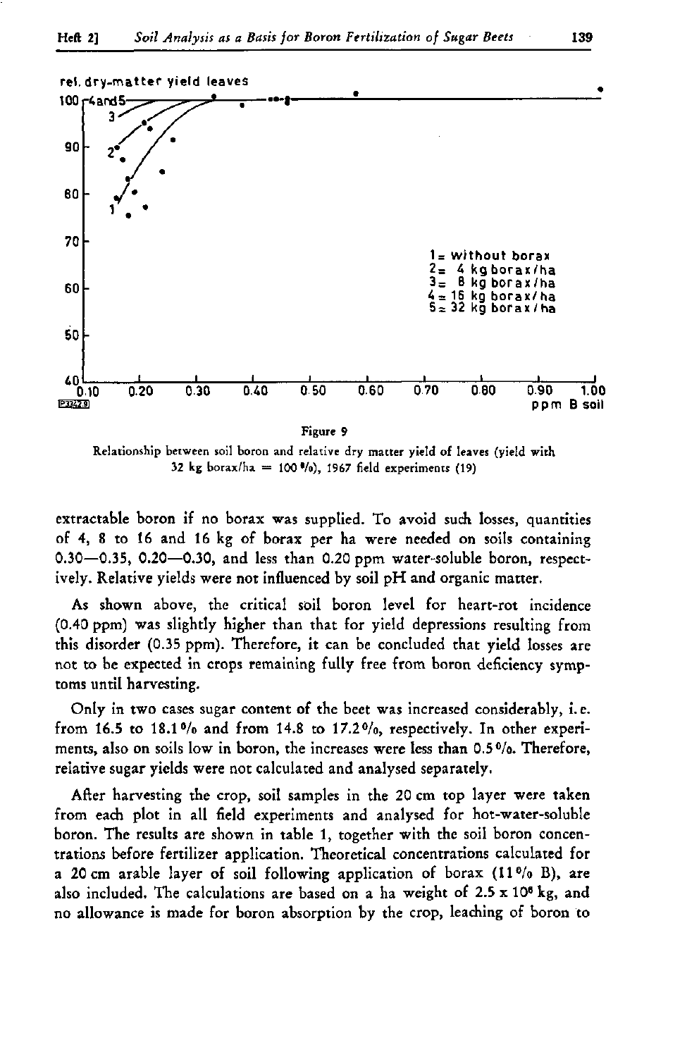Figure 9

Relationship between soil boron and relative dry matter yield of leaves (yield with 32 kg borax/ha = 100 %), 1967 field experiments (19)

extractable boron if no borax was supplied. To avoid such losses, quantities of 4, 8 to 16 and 16 kg of borax per ha were needed on soils containing 0.30—0.35, 0.20—0.30, and less than 0.20 ppm water-soluble boron, respectively. Relative yields were not influenced by soil pH and organic matter.

As shown above, the critical soil boron level for heart-rot incidence (0.40 ppm) was slightly higher than that for yield depressions resulting from this disorder (0.35 ppm). Therefore, it can be concluded that yield losses are not to be expected in crops remaining fully free from boron deficiency symptoms until harvesting.

Only in two cases sugar content of the beet was increased considerably, i. e. from 16.5 to 18.1 % and from 14.8 to 17.2 %, respectively. In other experiments, also on soils low in boron, the increases were less than 0.5 %. Therefore, relative sugar yields were not calculated and analysed separately.

After harvesting the crop, soil samples in the 20 cm top layer were taken from each plot in all field experiments and analysed for hot-water-soluble boron. The results are shown in table 1, together with the soil boron concentrations before fertilizer application. Theoretical concentrations calculated for a 20 cm arable layer of soil following application of borax (11 % B), are also included. The calculations are based on a ha weight of $2.5 \times 10^6$ kg, and no allowance is made for boron absorption by the crop, leaching of boron to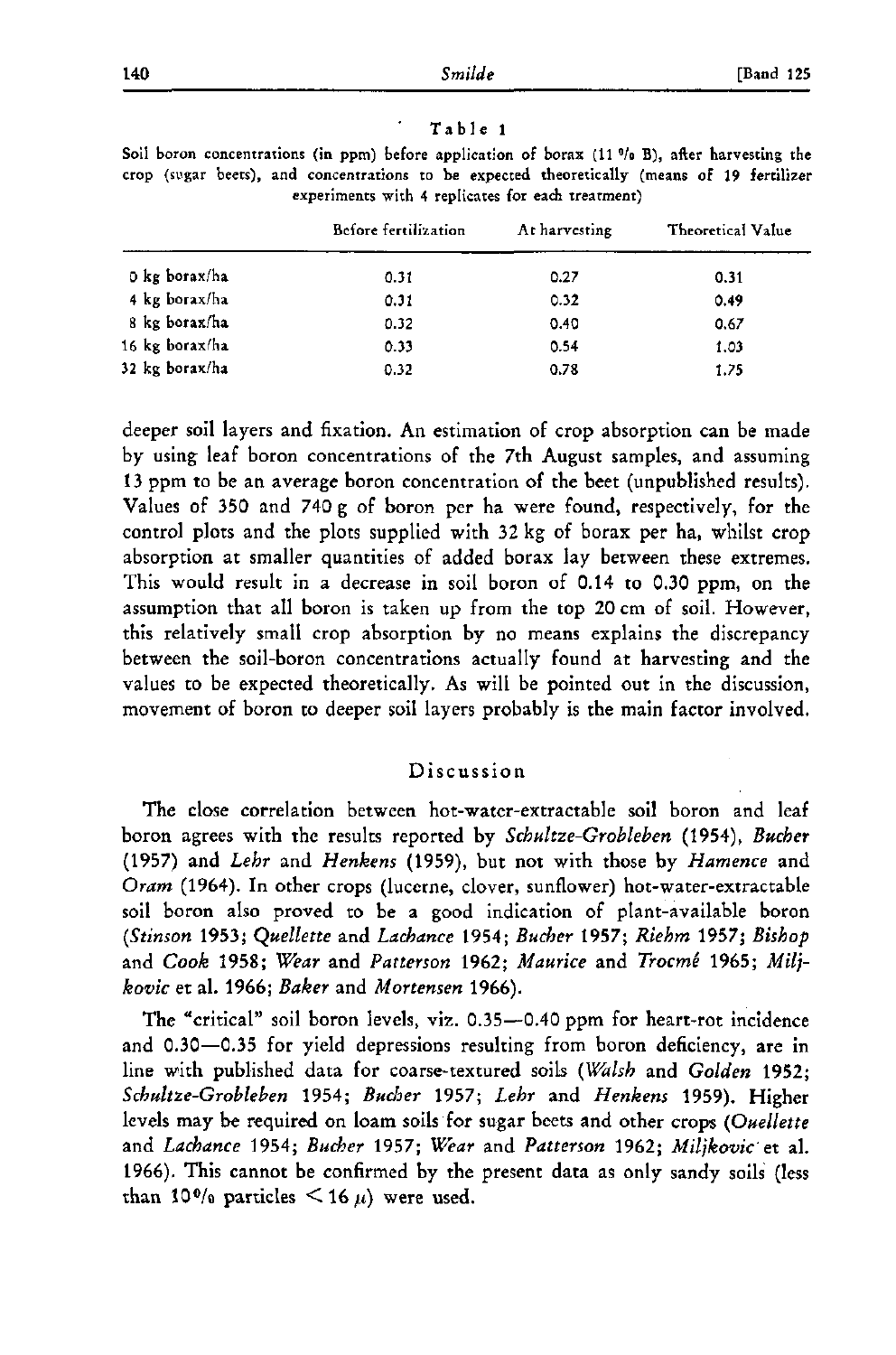Table 1

Soil boron concentrations (in ppm) before application of borax (11 % B), after harvesting the crop (sugar beets), and concentrations to be expected theoretically (means of 19 fertilizer experiments with 4 replicates for each treatment)

| | Before fertilization | At harvesting | Theoretical Value |
|---|---|---|---|
| 0 kg borax/ha | 0.31 | 0.27 | 0.31 |
| 4 kg borax/ha | 0.31 | 0.32 | 0.49 |
| 8 kg borax/ha | 0.32 | 0.40 | 0.67 |
| 16 kg borax/ha | 0.33 | 0.54 | 1.03 |
| 32 kg borax/ha | 0.32 | 0.78 | 1.75 |

deeper soil layers and fixation. An estimation of crop absorption can be made by using leaf boron concentrations of the 7th August samples, and assuming 13 ppm to be an average boron concentration of the beet (unpublished results). Values of 350 and 740 g of boron per ha were found, respectively, for the control plots and the plots supplied with 32 kg of borax per ha, whilst crop absorption at smaller quantities of added borax lay between these extremes. This would result in a decrease in soil boron of 0.14 to 0.30 ppm, on the assumption that all boron is taken up from the top 20 cm of soil. However, this relatively small crop absorption by no means explains the discrepancy between the soil-boron concentrations actually found at harvesting and the values to be expected theoretically. As will be pointed out in the discussion, movement of boron to deeper soil layers probably is the main factor involved.

## Discussion

The close correlation between hot-water-extractable soil boron and leaf boron agrees with the results reported by *Schultze-Grobleben* (1954), *Bucher* (1957) and *Lehr* and *Henkens* (1959), but not with those by *Hamence* and *Oram* (1964). In other crops (lucerne, clover, sunflower) hot-water-extractable soil boron also proved to be a good indication of plant-available boron (*Stinson* 1953; *Quellette* and *Lachance* 1954; *Bucher* 1957; *Riehm* 1957; *Bishop* and *Cook* 1958; *Wear* and *Patterson* 1962; *Maurice* and *Trocmé* 1965; *Miljkovic* et al. 1966; *Baker* and *Mortensen* 1966).

The "critical" soil boron levels, viz. 0.35—0.40 ppm for heart-rot incidence and 0.30—0.35 for yield depressions resulting from boron deficiency, are in line with published data for coarse-textured soils (*Walsh* and *Golden* 1952; *Schultze-Grobleben* 1954; *Bucher* 1957; *Lehr* and *Henkens* 1959). Higher levels may be required on loam soils for sugar beets and other crops (*Ouellette* and *Lachance* 1954; *Bucher* 1957; *Wear* and *Patterson* 1962; *Miljkovic* et al. 1966). This cannot be confirmed by the present data as only sandy soils (less than 10% particles $< 16\ \mu$) were used.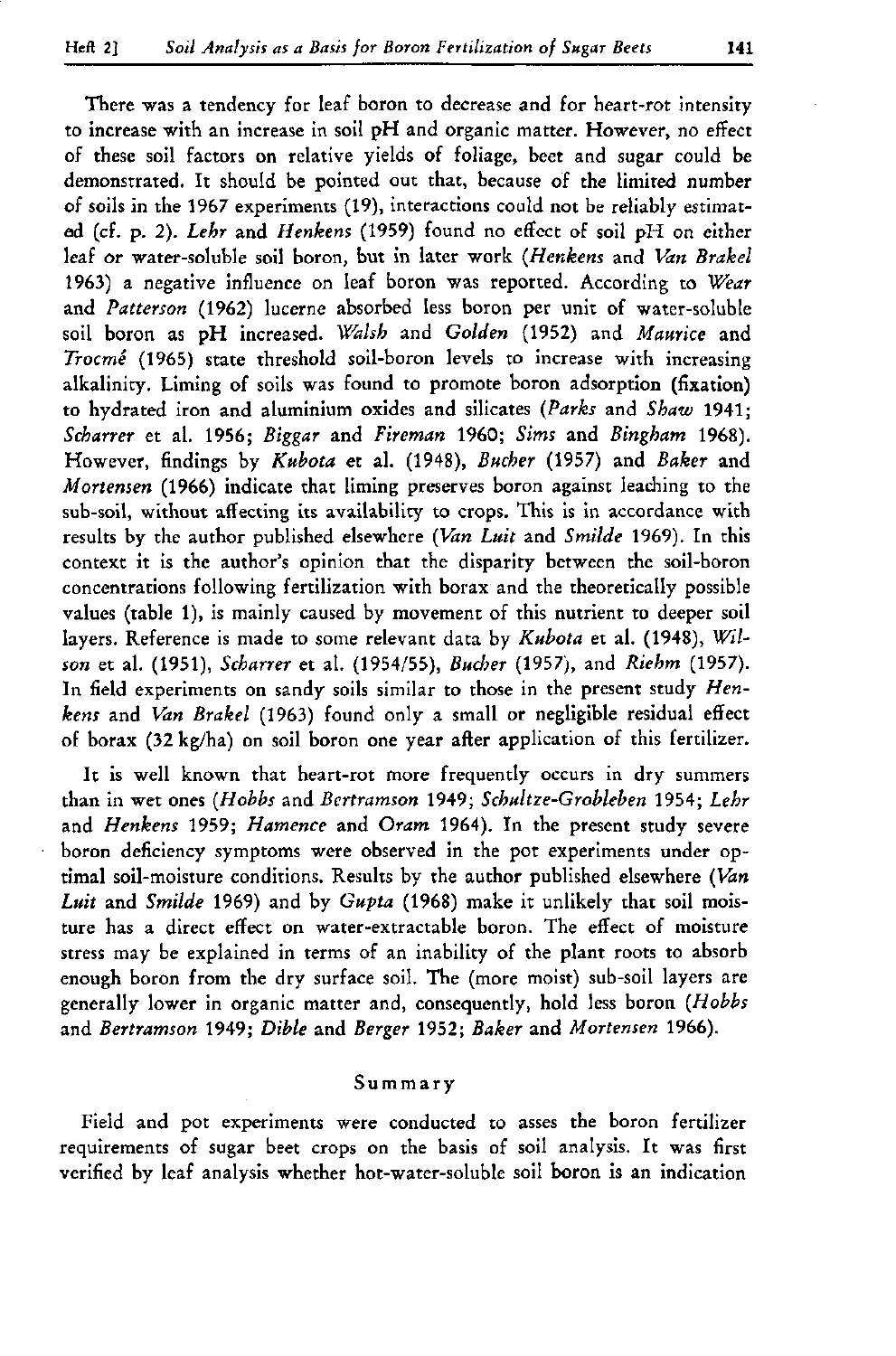There was a tendency for leaf boron to decrease and for heart-rot intensity to increase with an increase in soil pH and organic matter. However, no effect of these soil factors on relative yields of foliage, beet and sugar could be demonstrated. It should be pointed out that, because of the limited number of soils in the 1967 experiments (19), interactions could not be reliably estimated (cf. p. 2). *Lehr* and *Henkens* (1959) found no effect of soil pH on either leaf or water-soluble soil boron, but in later work (*Henkens* and *Van Brakel* 1963) a negative influence on leaf boron was reported. According to *Wear* and *Patterson* (1962) lucerne absorbed less boron per unit of water-soluble soil boron as pH increased. *Walsh* and *Golden* (1952) and *Maurice* and *Trocmé* (1965) state threshold soil-boron levels to increase with increasing alkalinity. Liming of soils was found to promote boron adsorption (fixation) to hydrated iron and aluminium oxides and silicates (*Parks* and *Shaw* 1941; *Scharrer* et al. 1956; *Biggar* and *Fireman* 1960; *Sims* and *Bingham* 1968). However, findings by *Kubota* et al. (1948), *Bucher* (1957) and *Baker* and *Mortensen* (1966) indicate that liming preserves boron against leaching to the sub-soil, without affecting its availability to crops. This is in accordance with results by the author published elsewhere (*Van Luit* and *Smilde* 1969). In this context it is the author's opinion that the disparity between the soil-boron concentrations following fertilization with borax and the theoretically possible values (table 1), is mainly caused by movement of this nutrient to deeper soil layers. Reference is made to some relevant data by *Kubota* et al. (1948), *Wilson* et al. (1951), *Scharrer* et al. (1954/55), *Bucher* (1957), and *Riehm* (1957). In field experiments on sandy soils similar to those in the present study *Henkens* and *Van Brakel* (1963) found only a small or negligible residual effect of borax (32 kg/ha) on soil boron one year after application of this fertilizer.

It is well known that heart-rot more frequently occurs in dry summers than in wet ones (*Hobbs* and *Bertramson* 1949; *Schultze-Grobleben* 1954; *Lehr* and *Henkens* 1959; *Hamence* and *Oram* 1964). In the present study severe boron deficiency symptoms were observed in the pot experiments under optimal soil-moisture conditions. Results by the author published elsewhere (*Van Luit* and *Smilde* 1969) and by *Gupta* (1968) make it unlikely that soil moisture has a direct effect on water-extractable boron. The effect of moisture stress may be explained in terms of an inability of the plant roots to absorb enough boron from the dry surface soil. The (more moist) sub-soil layers are generally lower in organic matter and, consequently, hold less boron (*Hobbs* and *Bertramson* 1949; *Dible* and *Berger* 1952; *Baker* and *Mortensen* 1966).

## Summary

Field and pot experiments were conducted to asses the boron fertilizer requirements of sugar beet crops on the basis of soil analysis. It was first verified by leaf analysis whether hot-water-soluble soil boron is an indication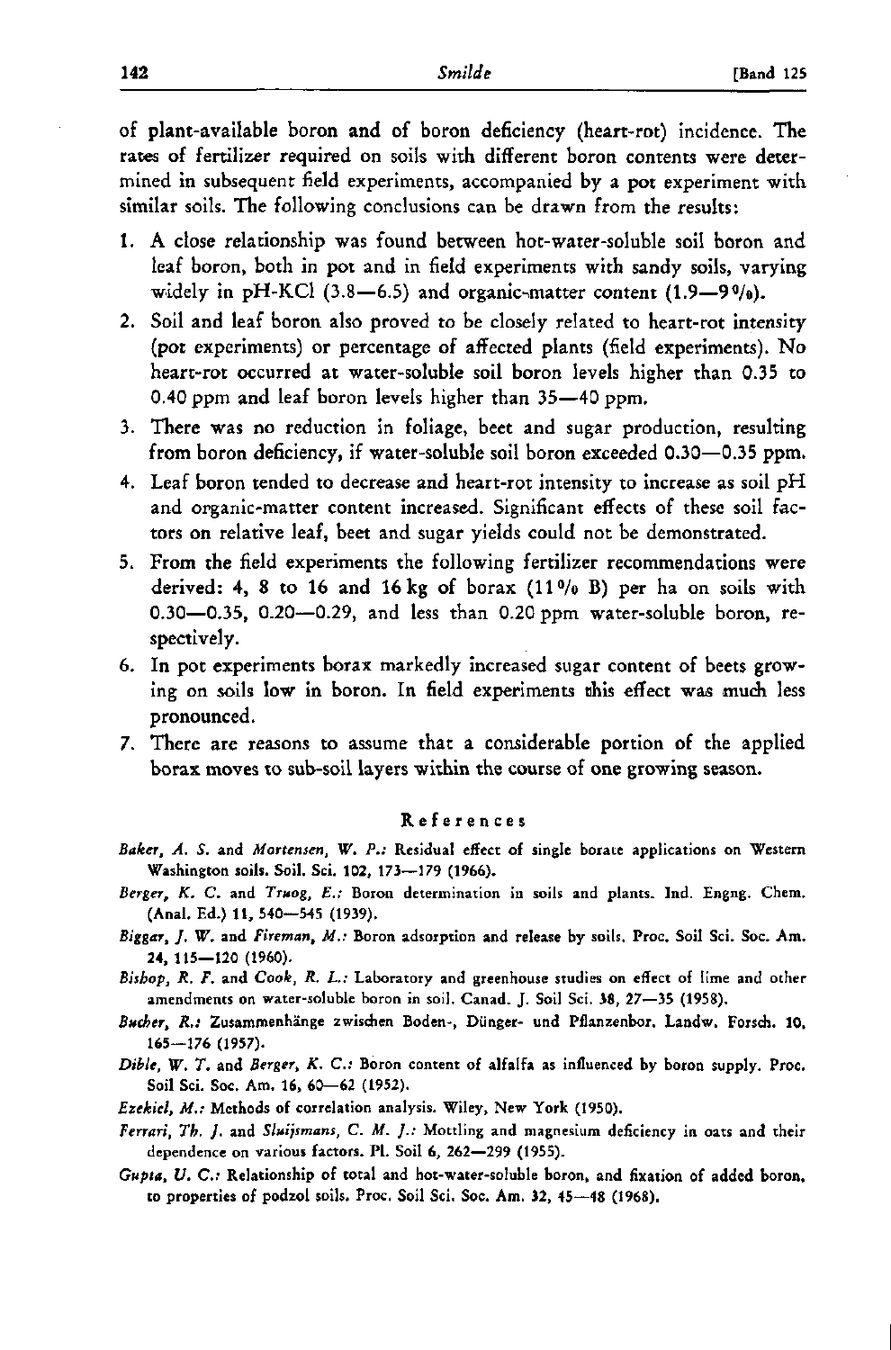of plant-available boron and of boron deficiency (heart-rot) incidence. The rates of fertilizer required on soils with different boron contents were determined in subsequent field experiments, accompanied by a pot experiment with similar soils. The following conclusions can be drawn from the results:

1. A close relationship was found between hot-water-soluble soil boron and leaf boron, both in pot and in field experiments with sandy soils, varying widely in pH-KCl (3.8—6.5) and organic-matter content (1.9—9%).
2. Soil and leaf boron also proved to be closely related to heart-rot intensity (pot experiments) or percentage of affected plants (field experiments). No heart-rot occurred at water-soluble soil boron levels higher than 0.35 to 0.40 ppm and leaf boron levels higher than 35—40 ppm.
3. There was no reduction in foliage, beet and sugar production, resulting from boron deficiency, if water-soluble soil boron exceeded 0.30—0.35 ppm.
4. Leaf boron tended to decrease and heart-rot intensity to increase as soil pH and organic-matter content increased. Significant effects of these soil factors on relative leaf, beet and sugar yields could not be demonstrated.
5. From the field experiments the following fertilizer recommendations were derived: 4, 8 to 16 and 16 kg of borax (11% B) per ha on soils with 0.30—0.35, 0.20—0.29, and less than 0.20 ppm water-soluble boron, respectively.
6. In pot experiments borax markedly increased sugar content of beets growing on soils low in boron. In field experiments this effect was much less pronounced.
7. There are reasons to assume that a considerable portion of the applied borax moves to sub-soil layers within the course of one growing season.

## References

*Baker, A. S.* and *Mortensen, W. P.*: Residual effect of single borate applications on Western Washington soils. Soil. Sci. 102, 173—179 (1966).

*Berger, K. C.* and *Truog, E.*: Boron determination in soils and plants. Ind. Engng. Chem. (Anal. Ed.) 11, 540—545 (1939).

*Biggar, J. W.* and *Fireman, M.*: Boron adsorption and release by soils. Proc. Soil Sci. Soc. Am. 24, 115—120 (1960).

*Bishop, R. F.* and *Cook, R. L.*: Laboratory and greenhouse studies on effect of lime and other amendments on water-soluble boron in soil. Canad. J. Soil Sci. 38, 27—35 (1958).

*Bucher, R.*: Zusammenhänge zwischen Boden-, Dünger- und Pflanzenbor. Landw. Forsch. 10, 165—176 (1957).

*Dible, W. T.* and *Berger, K. C.*: Boron content of alfalfa as influenced by boron supply. Proc. Soil Sci. Soc. Am. 16, 60—62 (1952).

*Ezekiel, M.*: Methods of correlation analysis. Wiley, New York (1950).

*Ferrari, Th. J.* and *Sluijsmans, C. M. J.*: Mottling and magnesium deficiency in oats and their dependence on various factors. Pl. Soil 6, 262—299 (1955).

*Gupta, U. C.*: Relationship of total and hot-water-soluble boron, and fixation of added boron, to properties of podzol soils. Proc. Soil Sci. Soc. Am. 32, 45—48 (1968).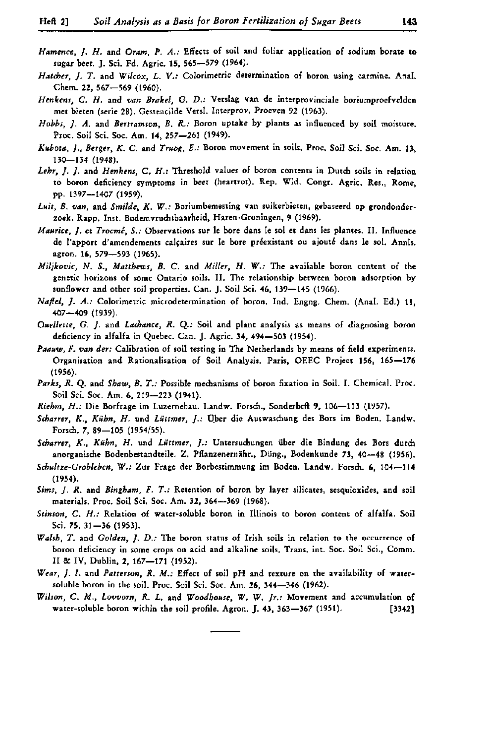*Hamence, J. H.* and *Oram, P. A.*: Effects of soil and foliar application of sodium borate to sugar beet. J. Sci. Fd. Agric. 15, 565—579 (1964).

*Hatcher, J. T.* and *Wilcox, L. V.*: Colorimetric determination of boron using carmine. Anal. Chem. 22, 567—569 (1960).

*Henkens, C. H.* and *van Brakel, G. D.*: Verslag van de interprovinciale boriumproefvelden met bieten (serie 28). Gestencilde Versl. Interprov. Proeven 92 (1963).

*Hobbs, J. A.* and *Bertramson, B. R.*: Boron uptake by plants as influenced by soil moisture. Proc. Soil Sci. Soc. Am. 14, 257—261 (1949).

*Kubota, J., Berger, K. C.* and *Truog, E.*: Boron movement in soils. Proc. Soil Sci. Soc. Am. 13, 130—134 (1948).

*Lehr, J. J.* and *Henkens, C. H.*: Threshold values of boron contents in Dutch soils in relation to boron deficiency symptoms in beet (heartrot). Rep. Wld. Congr. Agric. Res., Rome, pp. 1397—1407 (1959).

*Luit, B. van*, and *Smilde, K. W.*: Boriumbemesting van suikerbieten, gebaseerd op grondonderzoek. Rapp. Inst. Bodemvruchtbaarheid, Haren-Groningen, 9 (1969).

*Maurice, J.* et *Trocmé, S.*: Observations sur le bore dans le sol et dans les plantes. II. Influence de l'apport d'amendements calçaires sur le bore préexistant ou ajouté dans le sol. Annls. agron. 16, 579—593 (1965).

*Miljkovic, N. S., Matthews, B. C.* and *Miller, H. W.*: The available boron content of the genetic horizons of some Ontario soils. II. The relationship between boron adsorption by sunflower and other soil properties. Can. J. Soil Sci. 46, 139—145 (1966).

*Naftel, J. A.*: Colorimetric microdetermination of boron. Ind. Engng. Chem. (Anal. Ed.) 11, 407—409 (1939).

*Ouellette, G. J.* and *Lachance, R. Q.*: Soil and plant analysis as means of diagnosing boron deficiency in alfalfa in Quebec. Can. J. Agric. 34, 494—503 (1954).

*Paauw, F. van der*: Calibration of soil testing in The Netherlands by means of field experiments. Organisation and Rationalisation of Soil Analysis. Paris, OEEC Project 156, 165—176 (1956).

*Parks, R. Q.* and *Shaw, B. T.*: Possible mechanisms of boron fixation in Soil. I. Chemical. Proc. Soil Sci. Soc. Am. 6, 219—223 (1941).

*Riehm, H.*: Die Borfrage im Luzernebau. Landw. Forsch., Sonderheft 9, 106—113 (1957).

*Scharrer, K., Kühn, H.* und *Lüttmer, J.*: Über die Auswaschung des Bors im Boden. Landw. Forsch. 7, 89—105 (1954/55).

*Scharrer, K., Kühn, H.* und *Lüttmer, J.*: Untersuchungen über die Bindung des Bors durch anorganische Bodenbestandteile. Z. Pflanzenernähr., Düng., Bodenkunde 73, 40—48 (1956).

*Schultze-Grobleben, W.*: Zur Frage der Borbestimmung im Boden. Landw. Forsch. 6, 104—114 (1954).

*Sims, J. R.* and *Bingham, F. T.*: Retention of boron by layer silicates, sesquioxides, and soil materials. Proc. Soil Sci. Soc. Am. 32, 364—369 (1968).

*Stinson, C. H.*: Relation of water-soluble boron in Illinois to boron content of alfalfa. Soil Sci. 75, 31—36 (1953).

*Walsh, T.* and *Golden, J. D.*: The boron status of Irish soils in relation to the occurrence of boron deficiency in some crops on acid and alkaline soils. Trans. int. Soc. Soil Sci., Comm. II & IV, Dublin, 2, 167—171 (1952).

*Wear, J. I.* and *Patterson, R. M.*: Effect of soil pH and texture on the availability of water-soluble boron in the soil. Proc. Soil Sci. Soc. Am. 26, 344—346 (1962).

*Wilson, C. M., Lovvorn, R. L.* and *Woodhouse, W. W. Jr.*: Movement and accumulation of water-soluble boron within the soil profile. Agron. J. 43, 363—367 (1951). [3342]